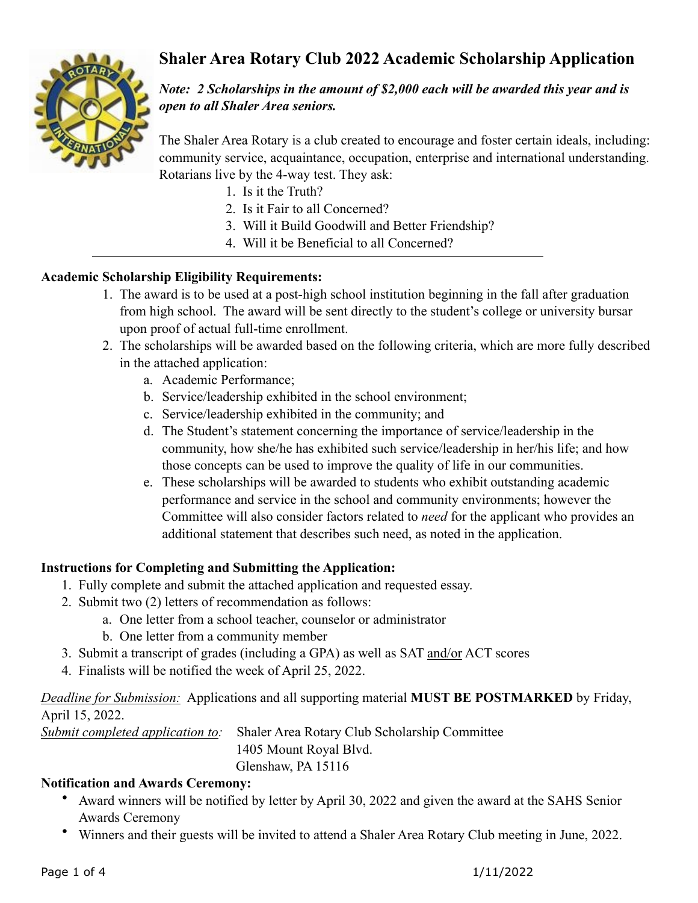# Shaler Area Rotary Club 2022 Academic Scholarship Application

***Note: 2 Scholarships in the amount of $2,000 each will be awarded this year and is open to all Shaler Area seniors.***

The Shaler Area Rotary is a club created to encourage and foster certain ideals, including: community service, acquaintance, occupation, enterprise and international understanding. Rotarians live by the 4-way test. They ask:

1. Is it the Truth?
2. Is it Fair to all Concerned?
3. Will it Build Goodwill and Better Friendship?
4. Will it be Beneficial to all Concerned?

---

**Academic Scholarship Eligibility Requirements:**

1. The award is to be used at a post-high school institution beginning in the fall after graduation from high school. The award will be sent directly to the student's college or university bursar upon proof of actual full-time enrollment.
2. The scholarships will be awarded based on the following criteria, which are more fully described in the attached application:
   a. Academic Performance;
   b. Service/leadership exhibited in the school environment;
   c. Service/leadership exhibited in the community; and
   d. The Student's statement concerning the importance of service/leadership in the community, how she/he has exhibited such service/leadership in her/his life; and how those concepts can be used to improve the quality of life in our communities.
   e. These scholarships will be awarded to students who exhibit outstanding academic performance and service in the school and community environments; however the Committee will also consider factors related to *need* for the applicant who provides an additional statement that describes such need, as noted in the application.

**Instructions for Completing and Submitting the Application:**

1. Fully complete and submit the attached application and requested essay.
2. Submit two (2) letters of recommendation as follows:
   a. One letter from a school teacher, counselor or administrator
   b. One letter from a community member
3. Submit a transcript of grades (including a GPA) as well as SAT and/or ACT scores
4. Finalists will be notified the week of April 25, 2022.

*Deadline for Submission:* Applications and all supporting material **MUST BE POSTMARKED** by Friday, April 15, 2022.

*Submit completed application to:* Shaler Area Rotary Club Scholarship Committee
1405 Mount Royal Blvd.
Glenshaw, PA 15116

**Notification and Awards Ceremony:**

- Award winners will be notified by letter by April 30, 2022 and given the award at the SAHS Senior Awards Ceremony
- Winners and their guests will be invited to attend a Shaler Area Rotary Club meeting in June, 2022.

1/11/2022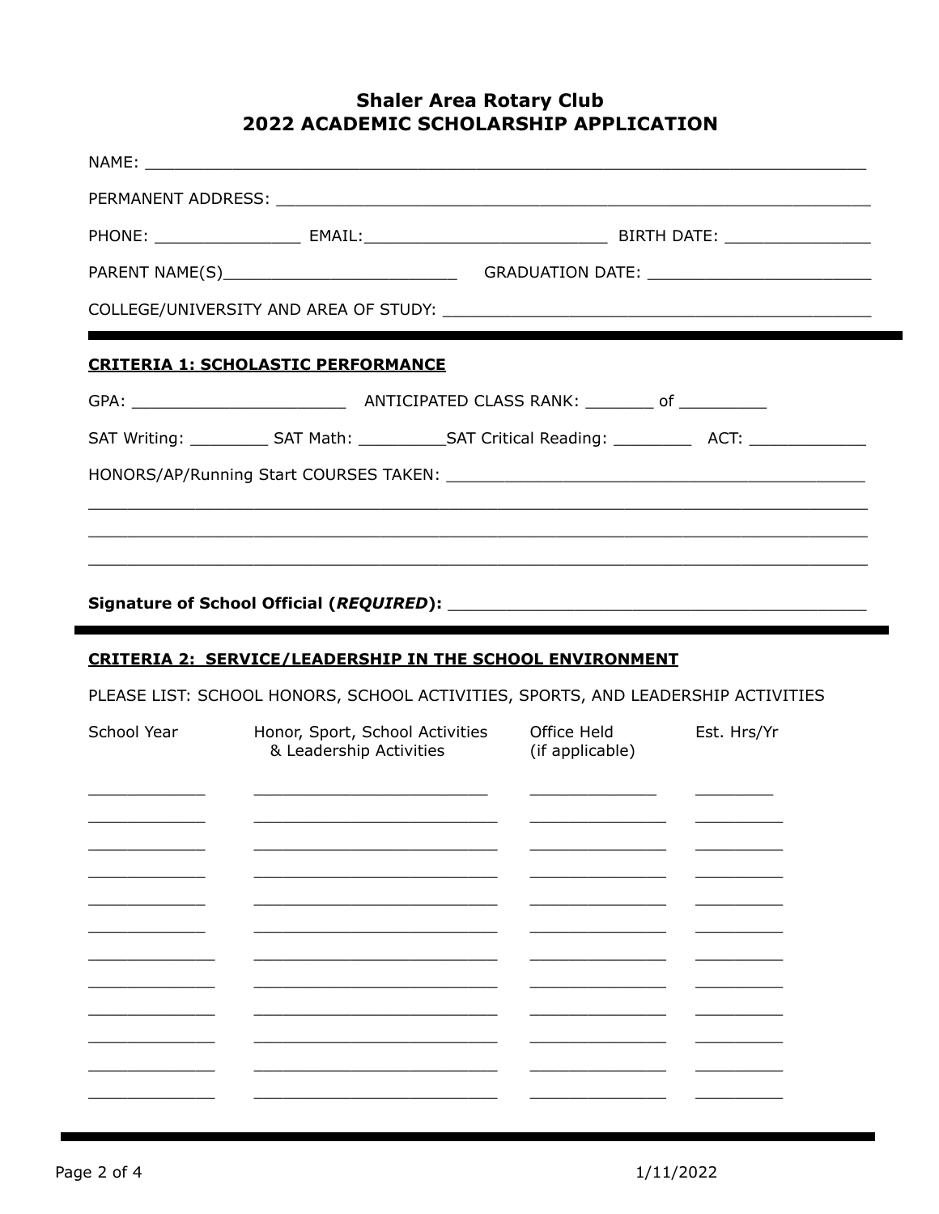# Shaler Area Rotary Club
# 2022 ACADEMIC SCHOLARSHIP APPLICATION

NAME: ______________________________________________________________________

PERMANENT ADDRESS: ___________________________________________________________

PHONE: _______________ EMAIL:_________________________ BIRTH DATE: _______________

PARENT NAME(S)_________________________ GRADUATION DATE: _______________________

COLLEGE/UNIVERSITY AND AREA OF STUDY: _____________________________________________

---

**CRITERIA 1: SCHOLASTIC PERFORMANCE**

GPA: ______________________ ANTICIPATED CLASS RANK: _______ of _________

SAT Writing: ________ SAT Math: _________SAT Critical Reading: ________ ACT: ____________

HONORS/AP/Running Start COURSES TAKEN: ___________________________________________

_______________________________________________________________________________

_______________________________________________________________________________

_______________________________________________________________________________

**Signature of School Official (*REQUIRED*):** _________________________________________

---

**CRITERIA 2: SERVICE/LEADERSHIP IN THE SCHOOL ENVIRONMENT**

PLEASE LIST: SCHOOL HONORS, SCHOOL ACTIVITIES, SPORTS, AND LEADERSHIP ACTIVITIES

| School Year | Honor, Sport, School Activities & Leadership Activities | Office Held (if applicable) | Est. Hrs/Yr |
|---|---|---|---|
| ____________ | _________________________ | _____________ | ________ |
| ____________ | _________________________ | _____________ | ________ |
| ____________ | _________________________ | _____________ | ________ |
| ____________ | _________________________ | _____________ | ________ |
| ____________ | _________________________ | _____________ | ________ |
| ____________ | _________________________ | _____________ | ________ |
| ____________ | _________________________ | _____________ | ________ |
| ____________ | _________________________ | _____________ | ________ |
| ____________ | _________________________ | _____________ | ________ |
| ____________ | _________________________ | _____________ | ________ |
| ____________ | _________________________ | _____________ | ________ |
| ____________ | _________________________ | _____________ | ________ |

1/11/2022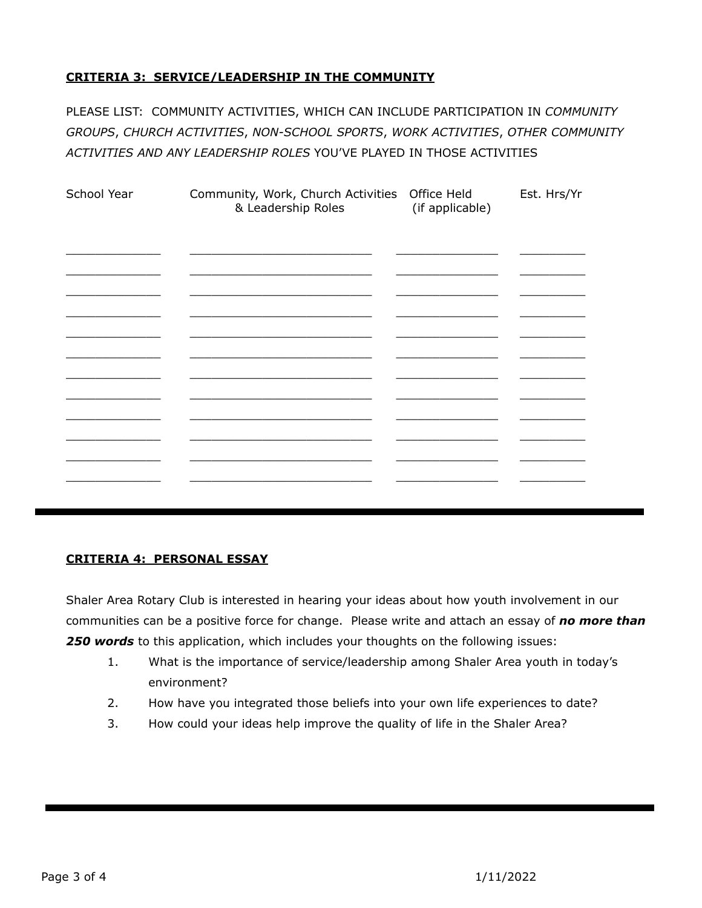**CRITERIA 3: SERVICE/LEADERSHIP IN THE COMMUNITY**

PLEASE LIST: COMMUNITY ACTIVITIES, WHICH CAN INCLUDE PARTICIPATION IN *COMMUNITY GROUPS*, *CHURCH ACTIVITIES*, *NON-SCHOOL SPORTS*, *WORK ACTIVITIES*, *OTHER COMMUNITY ACTIVITIES AND ANY LEADERSHIP ROLES* YOU'VE PLAYED IN THOSE ACTIVITIES

| School Year | Community, Work, Church Activities & Leadership Roles | Office Held (if applicable) | Est. Hrs/Yr |
|---|---|---|---|
| | | | |
| | | | |
| | | | |
| | | | |
| | | | |
| | | | |
| | | | |
| | | | |
| | | | |
| | | | |
| | | | |
| | | | |

---

**CRITERIA 4: PERSONAL ESSAY**

Shaler Area Rotary Club is interested in hearing your ideas about how youth involvement in our communities can be a positive force for change. Please write and attach an essay of ***no more than 250 words*** to this application, which includes your thoughts on the following issues:

1. What is the importance of service/leadership among Shaler Area youth in today's environment?
2. How have you integrated those beliefs into your own life experiences to date?
3. How could your ideas help improve the quality of life in the Shaler Area?

---

1/11/2022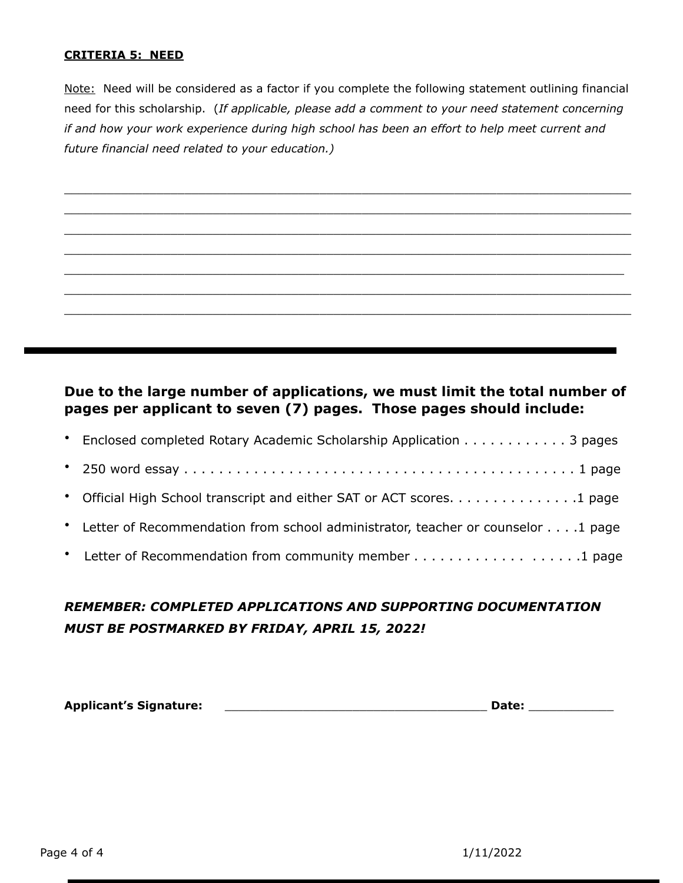**CRITERIA 5: NEED**

Note: Need will be considered as a factor if you complete the following statement outlining financial need for this scholarship. (*If applicable, please add a comment to your need statement concerning if and how your work experience during high school has been an effort to help meet current and future financial need related to your education.)*

\_\_\_\_\_\_\_\_\_\_\_\_\_\_\_\_\_\_\_\_\_\_\_\_\_\_\_\_\_\_\_\_\_\_\_\_\_\_\_\_\_\_\_\_\_\_\_\_\_\_\_\_\_\_\_\_\_\_\_\_\_\_\_\_\_\_\_\_\_\_\_\_\_\_\_\_

\_\_\_\_\_\_\_\_\_\_\_\_\_\_\_\_\_\_\_\_\_\_\_\_\_\_\_\_\_\_\_\_\_\_\_\_\_\_\_\_\_\_\_\_\_\_\_\_\_\_\_\_\_\_\_\_\_\_\_\_\_\_\_\_\_\_\_\_\_\_\_\_\_\_\_\_

\_\_\_\_\_\_\_\_\_\_\_\_\_\_\_\_\_\_\_\_\_\_\_\_\_\_\_\_\_\_\_\_\_\_\_\_\_\_\_\_\_\_\_\_\_\_\_\_\_\_\_\_\_\_\_\_\_\_\_\_\_\_\_\_\_\_\_\_\_\_\_\_\_\_\_\_

\_\_\_\_\_\_\_\_\_\_\_\_\_\_\_\_\_\_\_\_\_\_\_\_\_\_\_\_\_\_\_\_\_\_\_\_\_\_\_\_\_\_\_\_\_\_\_\_\_\_\_\_\_\_\_\_\_\_\_\_\_\_\_\_\_\_\_\_\_\_\_\_\_\_\_\_

\_\_\_\_\_\_\_\_\_\_\_\_\_\_\_\_\_\_\_\_\_\_\_\_\_\_\_\_\_\_\_\_\_\_\_\_\_\_\_\_\_\_\_\_\_\_\_\_\_\_\_\_\_\_\_\_\_\_\_\_\_\_\_\_\_\_\_\_\_\_\_\_\_\_\_

\_\_\_\_\_\_\_\_\_\_\_\_\_\_\_\_\_\_\_\_\_\_\_\_\_\_\_\_\_\_\_\_\_\_\_\_\_\_\_\_\_\_\_\_\_\_\_\_\_\_\_\_\_\_\_\_\_\_\_\_\_\_\_\_\_\_\_\_\_\_\_\_\_\_\_\_

\_\_\_\_\_\_\_\_\_\_\_\_\_\_\_\_\_\_\_\_\_\_\_\_\_\_\_\_\_\_\_\_\_\_\_\_\_\_\_\_\_\_\_\_\_\_\_\_\_\_\_\_\_\_\_\_\_\_\_\_\_\_\_\_\_\_\_\_\_\_\_\_\_\_\_\_

---

**Due to the large number of applications, we must limit the total number of pages per applicant to seven (7) pages. Those pages should include:**

- Enclosed completed Rotary Academic Scholarship Application . . . . . . . . . . . . 3 pages
- 250 word essay . . . . . . . . . . . . . . . . . . . . . . . . . . . . . . . . . . . . . . . . . . . . . 1 page
- Official High School transcript and either SAT or ACT scores. . . . . . . . . . . . . . .1 page
- Letter of Recommendation from school administrator, teacher or counselor . . . .1 page
- Letter of Recommendation from community member . . . . . . . . . . . . . . . . . . . . . . .1 page

***REMEMBER: COMPLETED APPLICATIONS AND SUPPORTING DOCUMENTATION MUST BE POSTMARKED BY FRIDAY, APRIL 15, 2022!***

**Applicant's Signature:** \_\_\_\_\_\_\_\_\_\_\_\_\_\_\_\_\_\_\_\_\_\_\_\_\_\_\_\_\_\_\_\_\_\_\_ **Date:** \_\_\_\_\_\_\_\_\_\_\_

1/11/2022